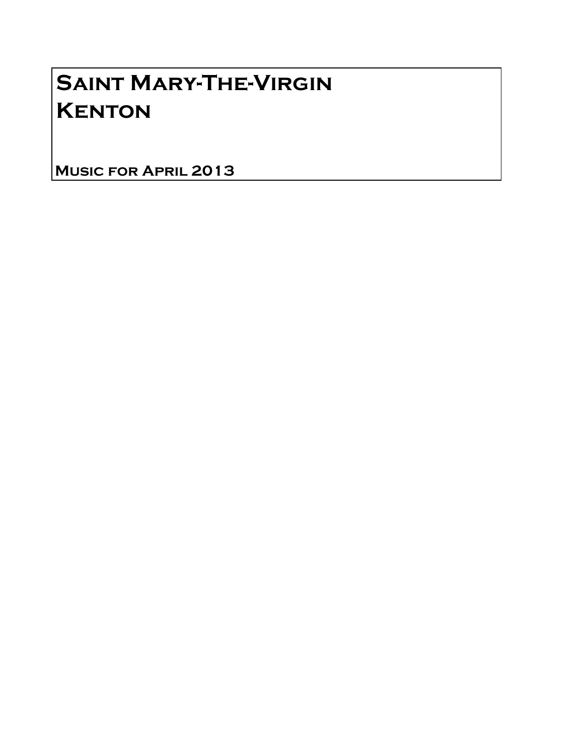# Saint Mary-The-Virgin
# Kenton

**Music for April 2013**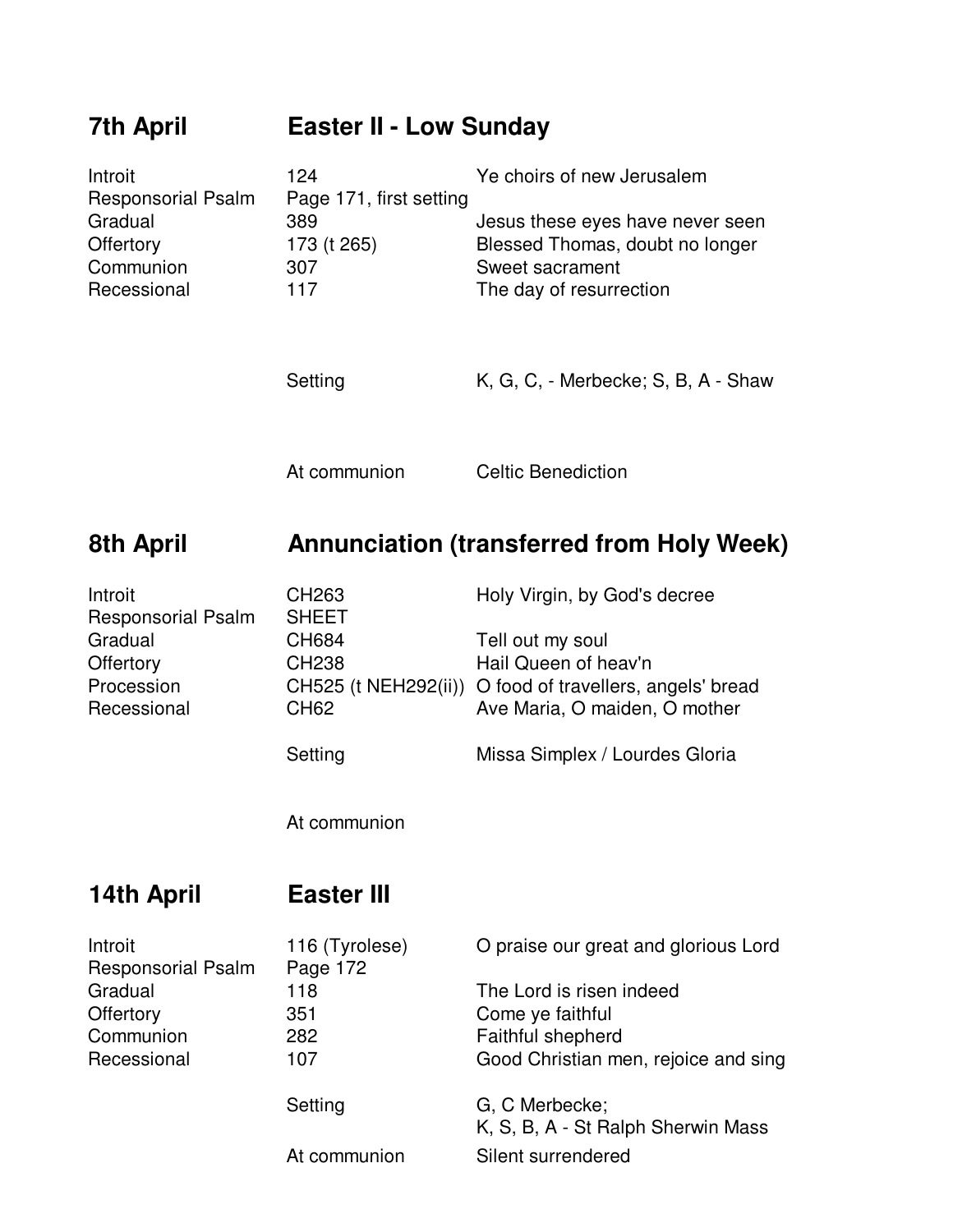## 7th April — Easter II - Low Sunday

| | | |
|---|---|---|
| Introit | 124 | Ye choirs of new Jerusalem |
| Responsorial Psalm | Page 171, first setting | |
| Gradual | 389 | Jesus these eyes have never seen |
| Offertory | 173 (t 265) | Blessed Thomas, doubt no longer |
| Communion | 307 | Sweet sacrament |
| Recessional | 117 | The day of resurrection |
| | Setting | K, G, C, - Merbecke; S, B, A - Shaw |
| | At communion | Celtic Benediction |

## 8th April — Annunciation (transferred from Holy Week)

| | | |
|---|---|---|
| Introit | CH263 | Holy Virgin, by God's decree |
| Responsorial Psalm | SHEET | |
| Gradual | CH684 | Tell out my soul |
| Offertory | CH238 | Hail Queen of heav'n |
| Procession | CH525 (t NEH292(ii)) | O food of travellers, angels' bread |
| Recessional | CH62 | Ave Maria, O maiden, O mother |
| | Setting | Missa Simplex / Lourdes Gloria |
| | At communion | |

## 14th April — Easter III

| | | |
|---|---|---|
| Introit | 116 (Tyrolese) | O praise our great and glorious Lord |
| Responsorial Psalm | Page 172 | |
| Gradual | 118 | The Lord is risen indeed |
| Offertory | 351 | Come ye faithful |
| Communion | 282 | Faithful shepherd |
| Recessional | 107 | Good Christian men, rejoice and sing |
| | Setting | G, C Merbecke;<br>K, S, B, A - St Ralph Sherwin Mass |
| | At communion | Silent surrendered |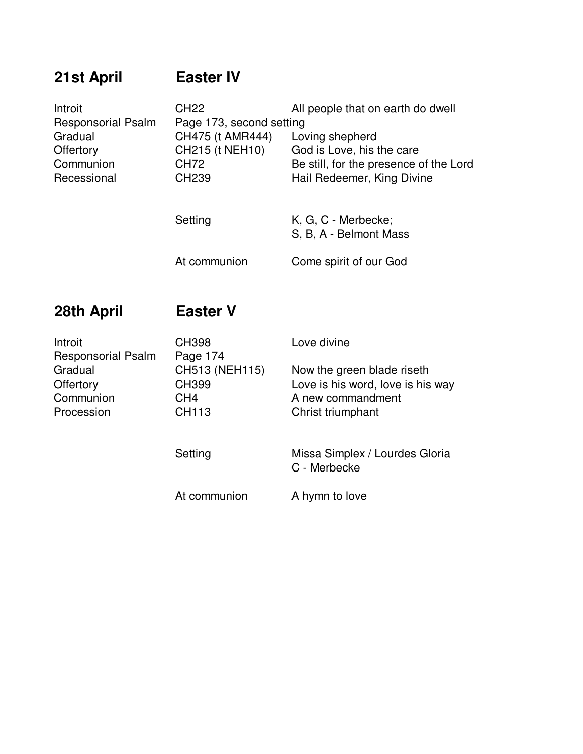## 21st April — Easter IV

| | | |
|---|---|---|
| Introit | CH22 | All people that on earth do dwell |
| Responsorial Psalm | Page 173, second setting | |
| Gradual | CH475 (t AMR444) | Loving shepherd |
| Offertory | CH215 (t NEH10) | God is Love, his the care |
| Communion | CH72 | Be still, for the presence of the Lord |
| Recessional | CH239 | Hail Redeemer, King Divine |
| | Setting | K, G, C - Merbecke; S, B, A - Belmont Mass |
| | At communion | Come spirit of our God |

## 28th April — Easter V

| | | |
|---|---|---|
| Introit | CH398 | Love divine |
| Responsorial Psalm | Page 174 | |
| Gradual | CH513 (NEH115) | Now the green blade riseth |
| Offertory | CH399 | Love is his word, love is his way |
| Communion | CH4 | A new commandment |
| Procession | CH113 | Christ triumphant |
| | Setting | Missa Simplex / Lourdes Gloria C - Merbecke |
| | At communion | A hymn to love |